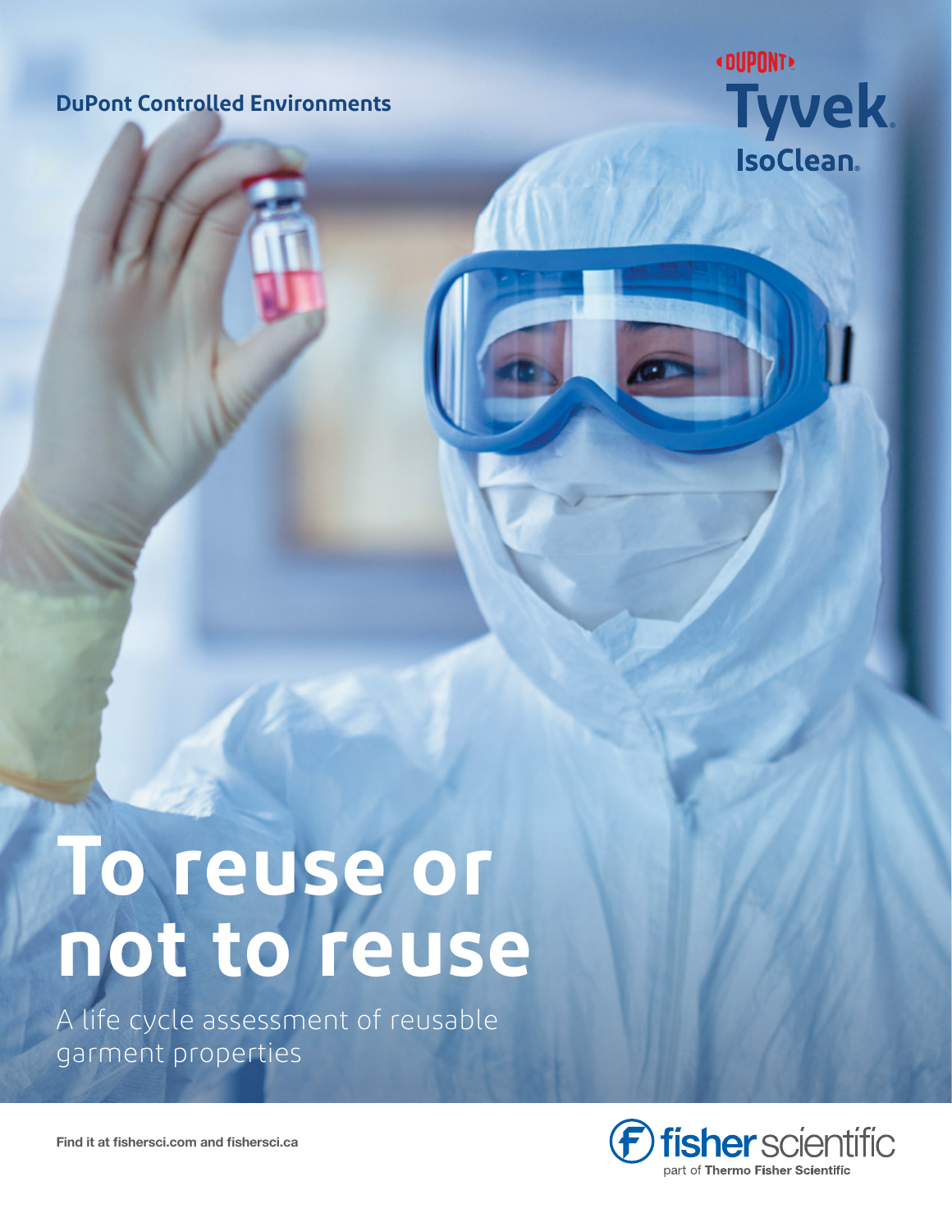DuPont Controlled Environments

DUPONT Tyvek IsoClean

# To reuse or not to reuse

A life cycle assessment of reusable garment properties

Find it at fishersci.com and fishersci.ca

fisher scientific part of Thermo Fisher Scientific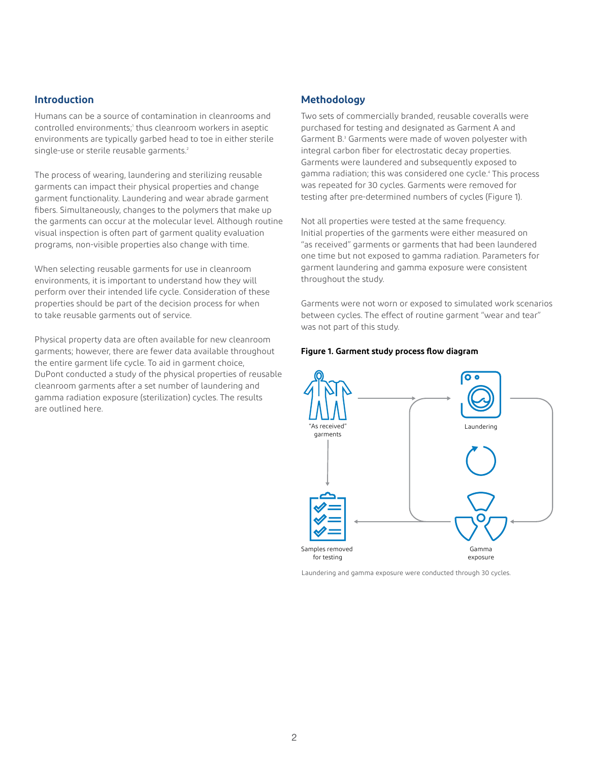## Introduction

Humans can be a source of contamination in cleanrooms and controlled environments;[1] thus cleanroom workers in aseptic environments are typically garbed head to toe in either sterile single-use or sterile reusable garments.[2]

The process of wearing, laundering and sterilizing reusable garments can impact their physical properties and change garment functionality. Laundering and wear abrade garment fibers. Simultaneously, changes to the polymers that make up the garments can occur at the molecular level. Although routine visual inspection is often part of garment quality evaluation programs, non-visible properties also change with time.

When selecting reusable garments for use in cleanroom environments, it is important to understand how they will perform over their intended life cycle. Consideration of these properties should be part of the decision process for when to take reusable garments out of service.

Physical property data are often available for new cleanroom garments; however, there are fewer data available throughout the entire garment life cycle. To aid in garment choice, DuPont conducted a study of the physical properties of reusable cleanroom garments after a set number of laundering and gamma radiation exposure (sterilization) cycles. The results are outlined here.

## Methodology

Two sets of commercially branded, reusable coveralls were purchased for testing and designated as Garment A and Garment B.[3] Garments were made of woven polyester with integral carbon fiber for electrostatic decay properties. Garments were laundered and subsequently exposed to gamma radiation; this was considered one cycle.[4] This process was repeated for 30 cycles. Garments were removed for testing after pre-determined numbers of cycles (Figure 1).

Not all properties were tested at the same frequency. Initial properties of the garments were either measured on "as received" garments or garments that had been laundered one time but not exposed to gamma radiation. Parameters for garment laundering and gamma exposure were consistent throughout the study.

Garments were not worn or exposed to simulated work scenarios between cycles. The effect of routine garment "wear and tear" was not part of this study.

**Figure 1. Garment study process flow diagram**

"As received" garments

Laundering

Samples removed for testing

Gamma exposure

Laundering and gamma exposure were conducted through 30 cycles.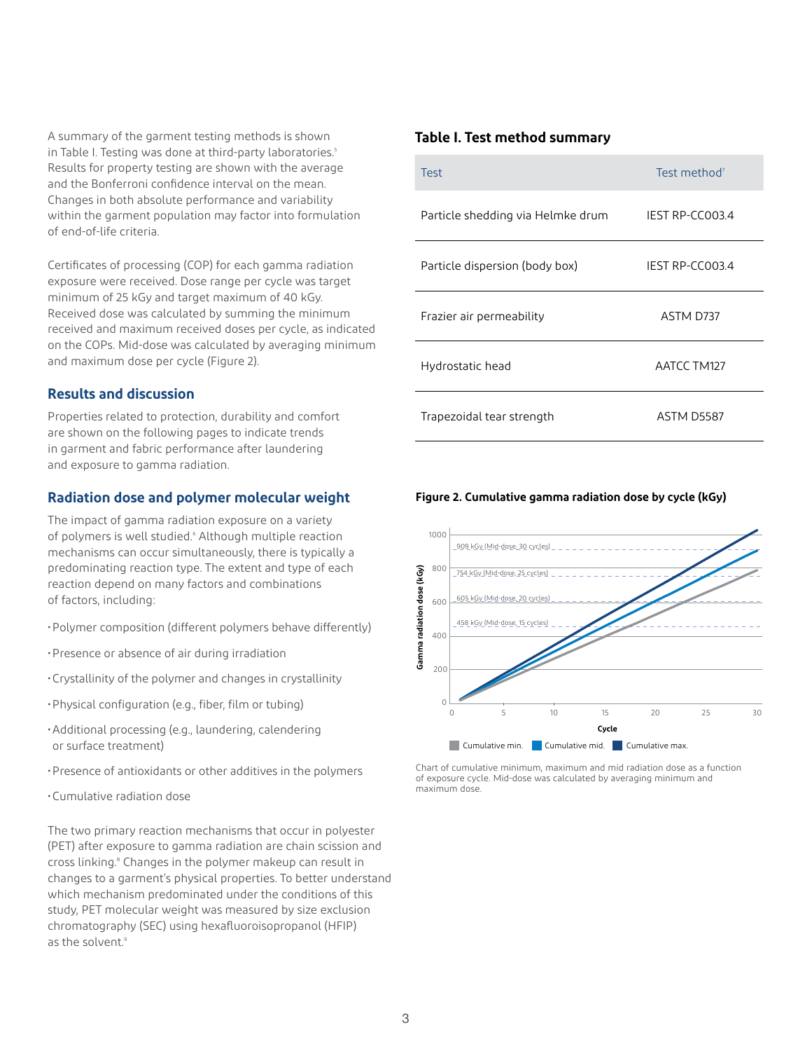A summary of the garment testing methods is shown in Table I. Testing was done at third-party laboratories.[5] Results for property testing are shown with the average and the Bonferroni confidence interval on the mean. Changes in both absolute performance and variability within the garment population may factor into formulation of end-of-life criteria.

Certificates of processing (COP) for each gamma radiation exposure were received. Dose range per cycle was target minimum of 25 kGy and target maximum of 40 kGy. Received dose was calculated by summing the minimum received and maximum received doses per cycle, as indicated on the COPs. Mid-dose was calculated by averaging minimum and maximum dose per cycle (Figure 2).

## Results and discussion

Properties related to protection, durability and comfort are shown on the following pages to indicate trends in garment and fabric performance after laundering and exposure to gamma radiation.

## Radiation dose and polymer molecular weight

The impact of gamma radiation exposure on a variety of polymers is well studied.[6] Although multiple reaction mechanisms can occur simultaneously, there is typically a predominating reaction type. The extent and type of each reaction depend on many factors and combinations of factors, including:

- Polymer composition (different polymers behave differently)
- Presence or absence of air during irradiation
- Crystallinity of the polymer and changes in crystallinity
- Physical configuration (e.g., fiber, film or tubing)
- Additional processing (e.g., laundering, calendering or surface treatment)
- Presence of antioxidants or other additives in the polymers
- Cumulative radiation dose

The two primary reaction mechanisms that occur in polyester (PET) after exposure to gamma radiation are chain scission and cross linking.[8] Changes in the polymer makeup can result in changes to a garment's physical properties. To better understand which mechanism predominated under the conditions of this study, PET molecular weight was measured by size exclusion chromatography (SEC) using hexafluoroisopropanol (HFIP) as the solvent.[9]

### Table I. Test method summary

| Test | Test method[7] |
|---|---|
| Particle shedding via Helmke drum | IEST RP-CC003.4 |
| Particle dispersion (body box) | IEST RP-CC003.4 |
| Frazier air permeability | ASTM D737 |
| Hydrostatic head | AATCC TM127 |
| Trapezoidal tear strength | ASTM D5587 |

**Figure 2. Cumulative gamma radiation dose by cycle (kGy)**

Chart of cumulative minimum, maximum and mid radiation dose as a function of exposure cycle. Mid-dose was calculated by averaging minimum and maximum dose.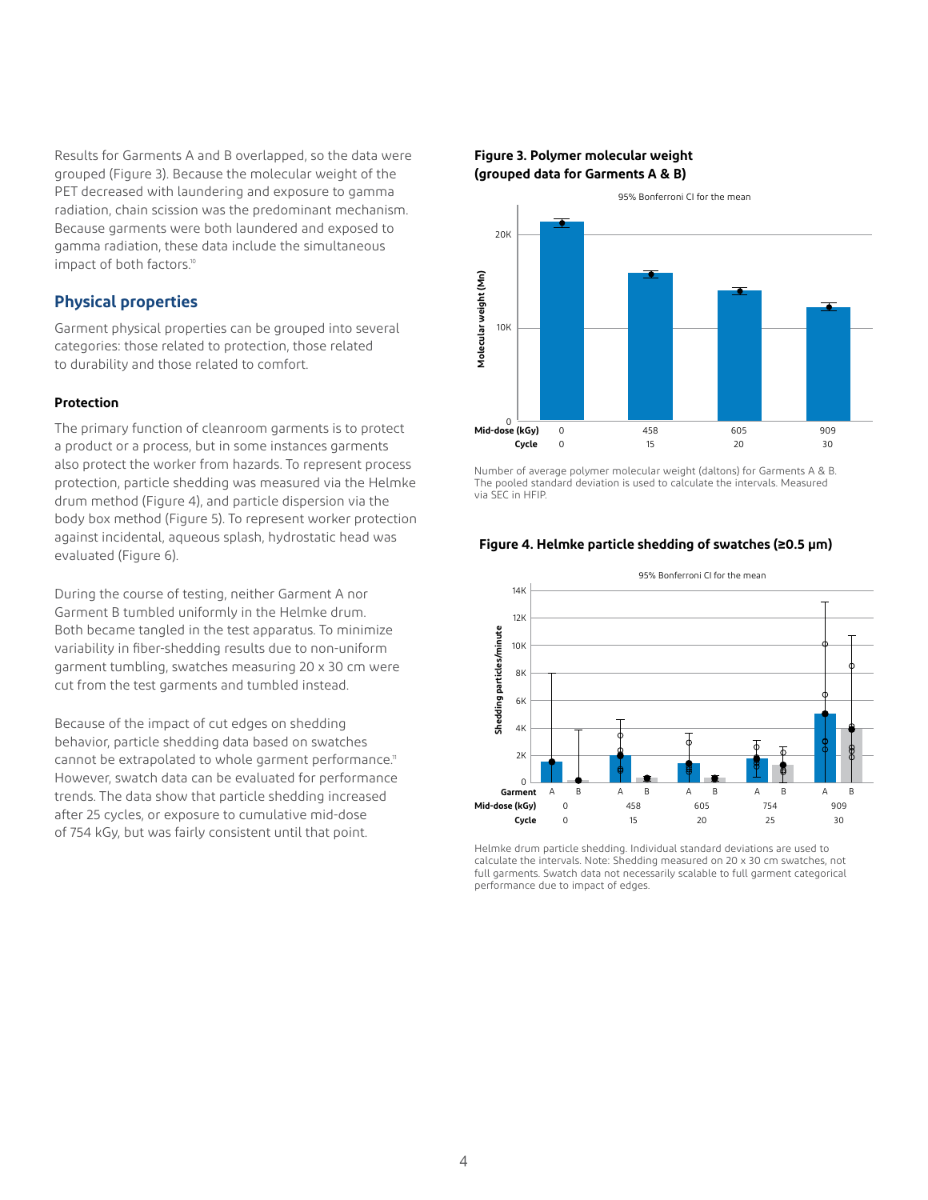Results for Garments A and B overlapped, so the data were grouped (Figure 3). Because the molecular weight of the PET decreased with laundering and exposure to gamma radiation, chain scission was the predominant mechanism. Because garments were both laundered and exposed to gamma radiation, these data include the simultaneous impact of both factors.[10]

## Physical properties

Garment physical properties can be grouped into several categories: those related to protection, those related to durability and those related to comfort.

### Protection

The primary function of cleanroom garments is to protect a product or a process, but in some instances garments also protect the worker from hazards. To represent process protection, particle shedding was measured via the Helmke drum method (Figure 4), and particle dispersion via the body box method (Figure 5). To represent worker protection against incidental, aqueous splash, hydrostatic head was evaluated (Figure 6).

During the course of testing, neither Garment A nor Garment B tumbled uniformly in the Helmke drum. Both became tangled in the test apparatus. To minimize variability in fiber-shedding results due to non-uniform garment tumbling, swatches measuring 20 x 30 cm were cut from the test garments and tumbled instead.

Because of the impact of cut edges on shedding behavior, particle shedding data based on swatches cannot be extrapolated to whole garment performance.[11] However, swatch data can be evaluated for performance trends. The data show that particle shedding increased after 25 cycles, or exposure to cumulative mid-dose of 754 kGy, but was fairly consistent until that point.

**Figure 3. Polymer molecular weight (grouped data for Garments A & B)**

Number of average polymer molecular weight (daltons) for Garments A & B. The pooled standard deviation is used to calculate the intervals. Measured via SEC in HFIP.

**Figure 4. Helmke particle shedding of swatches (≥0.5 µm)**

Helmke drum particle shedding. Individual standard deviations are used to calculate the intervals. Note: Shedding measured on 20 x 30 cm swatches, not full garments. Swatch data not necessarily scalable to full garment categorical performance due to impact of edges.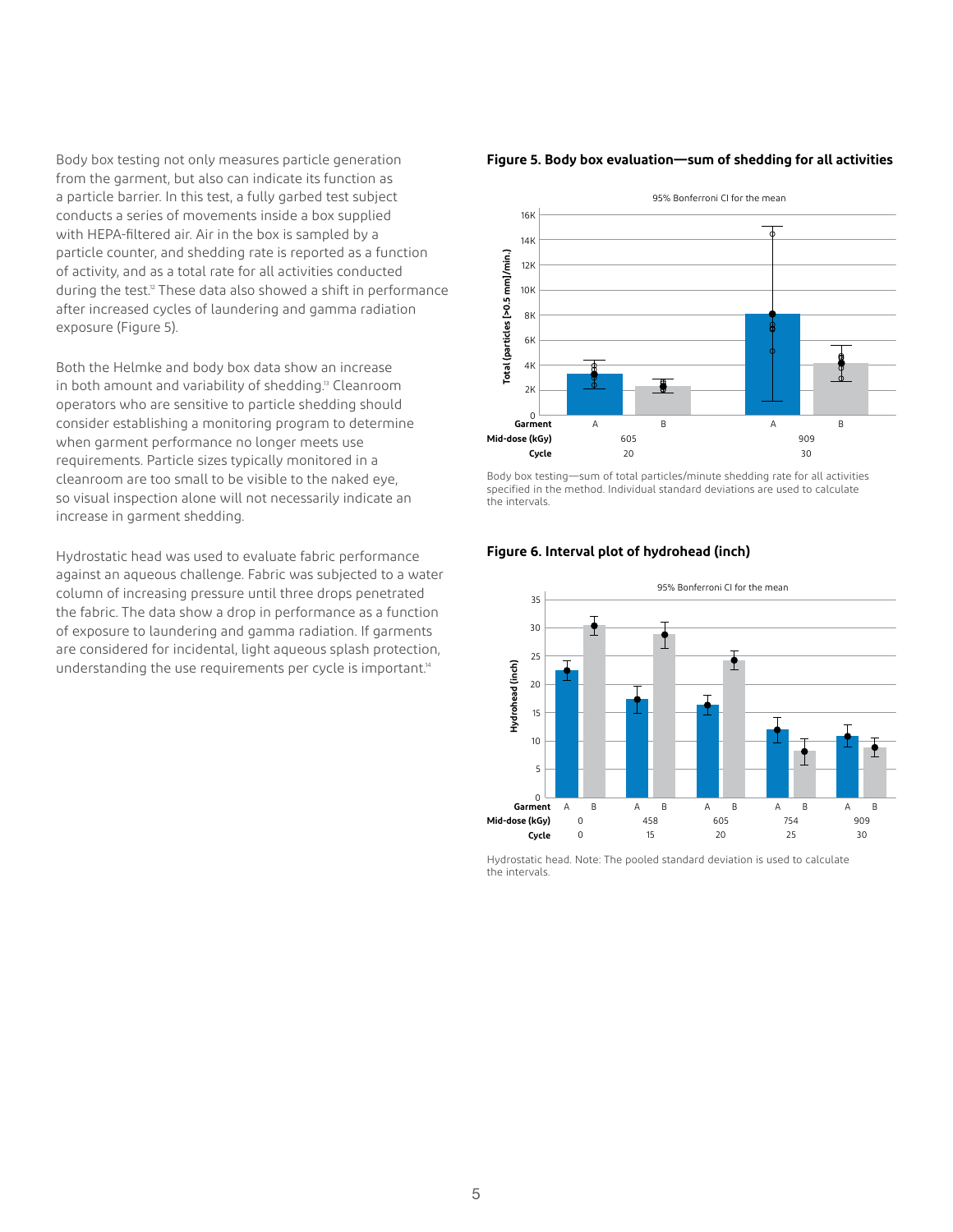Body box testing not only measures particle generation from the garment, but also can indicate its function as a particle barrier. In this test, a fully garbed test subject conducts a series of movements inside a box supplied with HEPA-filtered air. Air in the box is sampled by a particle counter, and shedding rate is reported as a function of activity, and as a total rate for all activities conducted during the test.[12] These data also showed a shift in performance after increased cycles of laundering and gamma radiation exposure (Figure 5).

Both the Helmke and body box data show an increase in both amount and variability of shedding.[13] Cleanroom operators who are sensitive to particle shedding should consider establishing a monitoring program to determine when garment performance no longer meets use requirements. Particle sizes typically monitored in a cleanroom are too small to be visible to the naked eye, so visual inspection alone will not necessarily indicate an increase in garment shedding.

Hydrostatic head was used to evaluate fabric performance against an aqueous challenge. Fabric was subjected to a water column of increasing pressure until three drops penetrated the fabric. The data show a drop in performance as a function of exposure to laundering and gamma radiation. If garments are considered for incidental, light aqueous splash protection, understanding the use requirements per cycle is important.[14]

**Figure 5. Body box evaluation—sum of shedding for all activities**

95% Bonferroni CI for the mean

| Garment | A | B | A | B |
|---|---|---|---|---|
| Mid-dose (kGy) | 605 | | 909 | |
| Cycle | 20 | | 30 | |

Body box testing—sum of total particles/minute shedding rate for all activities specified in the method. Individual standard deviations are used to calculate the intervals.

**Figure 6. Interval plot of hydrohead (inch)**

95% Bonferroni CI for the mean

| Garment | A | B | A | B | A | B | A | B | A | B |
|---|---|---|---|---|---|---|---|---|---|---|
| Mid-dose (kGy) | 0 | | 458 | | 605 | | 754 | | 909 | |
| Cycle | 0 | | 15 | | 20 | | 25 | | 30 | |

Hydrostatic head. Note: The pooled standard deviation is used to calculate the intervals.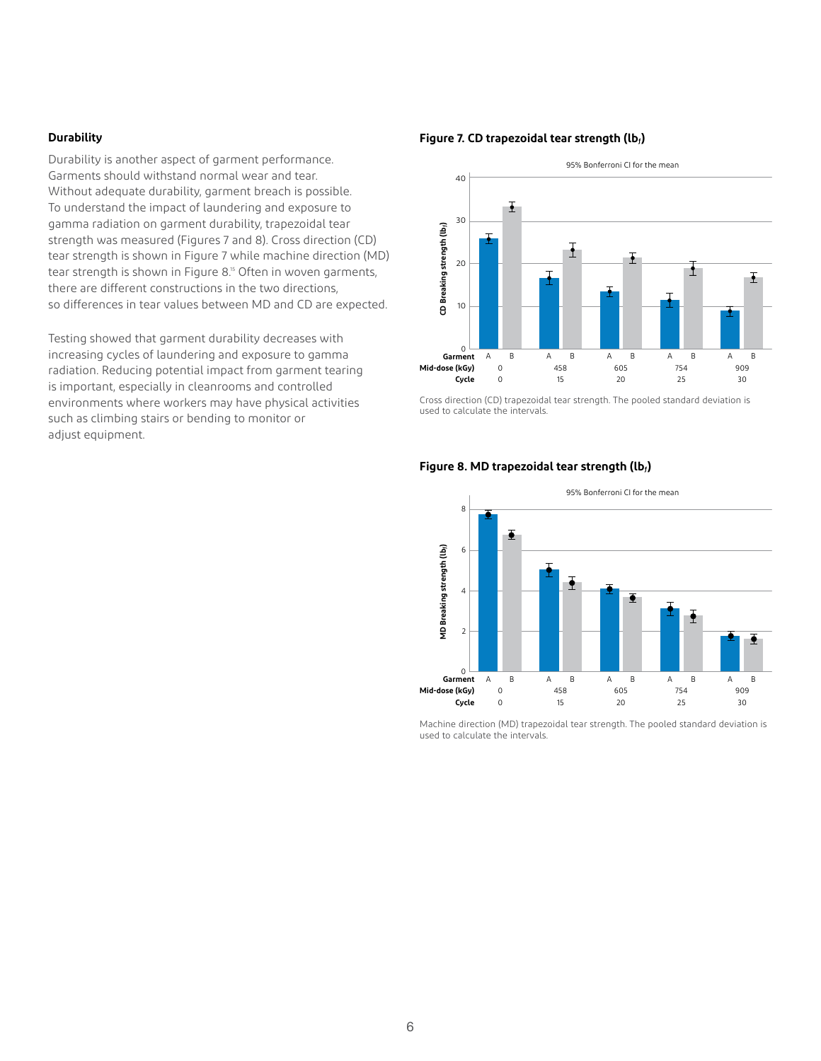## Durability

Durability is another aspect of garment performance. Garments should withstand normal wear and tear. Without adequate durability, garment breach is possible. To understand the impact of laundering and exposure to gamma radiation on garment durability, trapezoidal tear strength was measured (Figures 7 and 8). Cross direction (CD) tear strength is shown in Figure 7 while machine direction (MD) tear strength is shown in Figure 8.[15] Often in woven garments, there are different constructions in the two directions, so differences in tear values between MD and CD are expected.

Testing showed that garment durability decreases with increasing cycles of laundering and exposure to gamma radiation. Reducing potential impact from garment tearing is important, especially in cleanrooms and controlled environments where workers may have physical activities such as climbing stairs or bending to monitor or adjust equipment.

**Figure 7. CD trapezoidal tear strength ($lb_f$)**

Cross direction (CD) trapezoidal tear strength. The pooled standard deviation is used to calculate the intervals.

**Figure 8. MD trapezoidal tear strength ($lb_f$)**

Machine direction (MD) trapezoidal tear strength. The pooled standard deviation is used to calculate the intervals.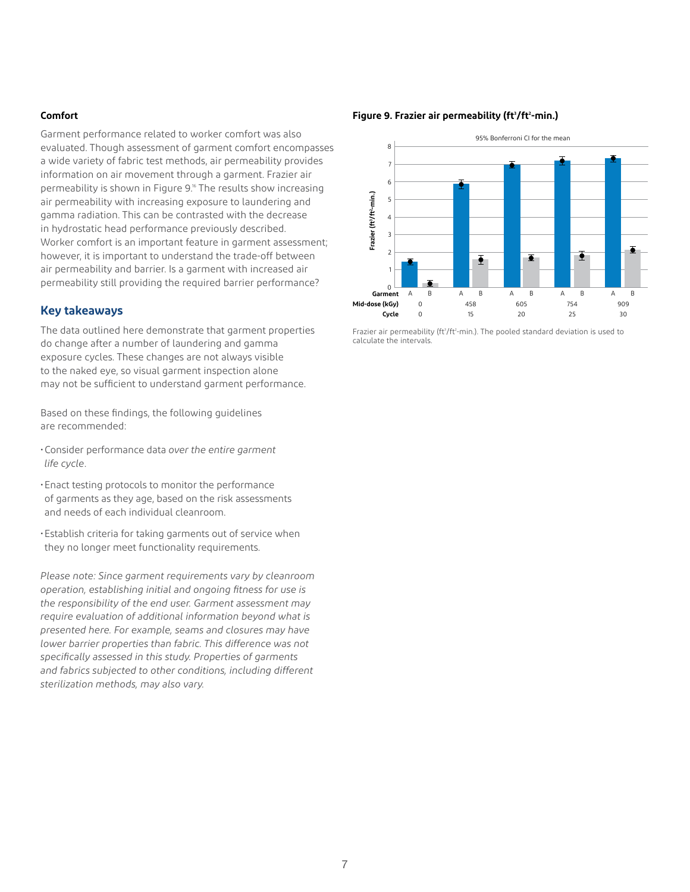### Comfort

Garment performance related to worker comfort was also evaluated. Though assessment of garment comfort encompasses a wide variety of fabric test methods, air permeability provides information on air movement through a garment. Frazier air permeability is shown in Figure 9.[16] The results show increasing air permeability with increasing exposure to laundering and gamma radiation. This can be contrasted with the decrease in hydrostatic head performance previously described. Worker comfort is an important feature in garment assessment; however, it is important to understand the trade-off between air permeability and barrier. Is a garment with increased air permeability still providing the required barrier performance?

## Key takeaways

The data outlined here demonstrate that garment properties do change after a number of laundering and gamma exposure cycles. These changes are not always visible to the naked eye, so visual garment inspection alone may not be sufficient to understand garment performance.

Based on these findings, the following guidelines are recommended:

- Consider performance data *over the entire garment life cycle*.
- Enact testing protocols to monitor the performance of garments as they age, based on the risk assessments and needs of each individual cleanroom.
- Establish criteria for taking garments out of service when they no longer meet functionality requirements.

*Please note: Since garment requirements vary by cleanroom operation, establishing initial and ongoing fitness for use is the responsibility of the end user. Garment assessment may require evaluation of additional information beyond what is presented here. For example, seams and closures may have lower barrier properties than fabric. This difference was not specifically assessed in this study. Properties of garments and fabrics subjected to other conditions, including different sterilization methods, may also vary.*

**Figure 9. Frazier air permeability ($ft^3/ft^2$-min.)**

Frazier air permeability ($ft^3/ft^2$-min.). The pooled standard deviation is used to calculate the intervals.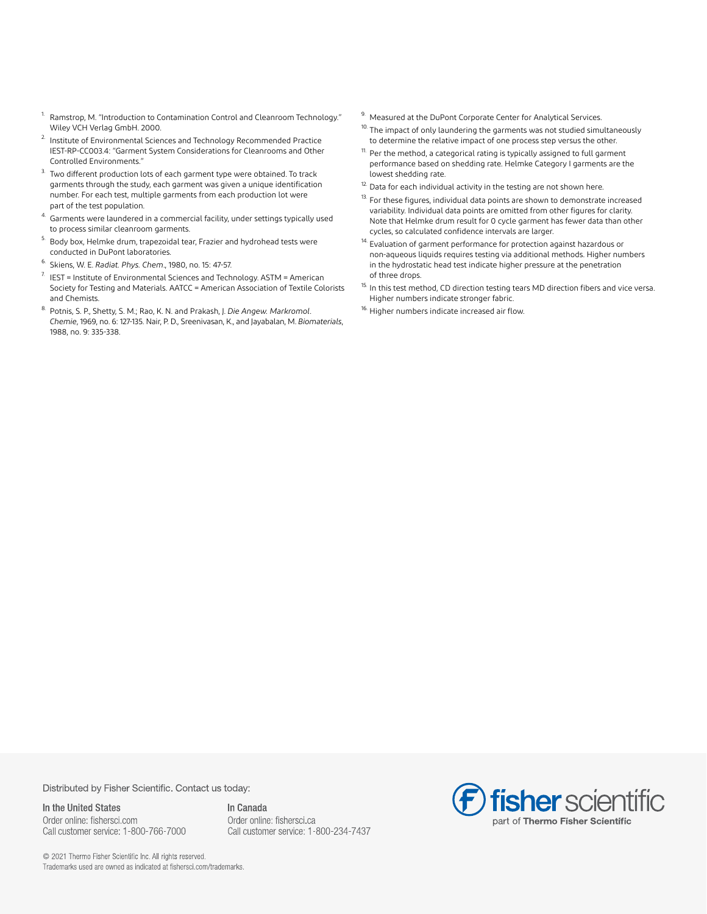1. Ramstrop, M. "Introduction to Contamination Control and Cleanroom Technology." Wiley VCH Verlag GmbH. 2000.
2. Institute of Environmental Sciences and Technology Recommended Practice IEST-RP-CC003.4: "Garment System Considerations for Cleanrooms and Other Controlled Environments."
3. Two different production lots of each garment type were obtained. To track garments through the study, each garment was given a unique identification number. For each test, multiple garments from each production lot were part of the test population.
4. Garments were laundered in a commercial facility, under settings typically used to process similar cleanroom garments.
5. Body box, Helmke drum, trapezoidal tear, Frazier and hydrohead tests were conducted in DuPont laboratories.
6. Skiens, W. E. *Radiat. Phys. Chem*., 1980, no. 15: 47-57.
7. IEST = Institute of Environmental Sciences and Technology. ASTM = American Society for Testing and Materials. AATCC = American Association of Textile Colorists and Chemists.
8. Potnis, S. P., Shetty, S. M.; Rao, K. N. and Prakash, J. *Die Angew. Markromol. Chemie*, 1969, no. 6: 127-135. Nair, P. D., Sreenivasan, K., and Jayabalan, M. *Biomaterials*, 1988, no. 9: 335-338.
9. Measured at the DuPont Corporate Center for Analytical Services.
10. The impact of only laundering the garments was not studied simultaneously to determine the relative impact of one process step versus the other.
11. Per the method, a categorical rating is typically assigned to full garment performance based on shedding rate. Helmke Category I garments are the lowest shedding rate.
12. Data for each individual activity in the testing are not shown here.
13. For these figures, individual data points are shown to demonstrate increased variability. Individual data points are omitted from other figures for clarity. Note that Helmke drum result for 0 cycle garment has fewer data than other cycles, so calculated confidence intervals are larger.
14. Evaluation of garment performance for protection against hazardous or non-aqueous liquids requires testing via additional methods. Higher numbers in the hydrostatic head test indicate higher pressure at the penetration of three drops.
15. In this test method, CD direction testing tears MD direction fibers and vice versa. Higher numbers indicate stronger fabric.
16. Higher numbers indicate increased air flow.

Distributed by Fisher Scientific. Contact us today:

**In the United States**
Order online: fishersci.com
Call customer service: 1-800-766-7000

**In Canada**
Order online: fishersci.ca
Call customer service: 1-800-234-7437

fisher scientific
part of **Thermo Fisher Scientific**

© 2021 Thermo Fisher Scientific Inc. All rights reserved.
Trademarks used are owned as indicated at fishersci.com/trademarks.